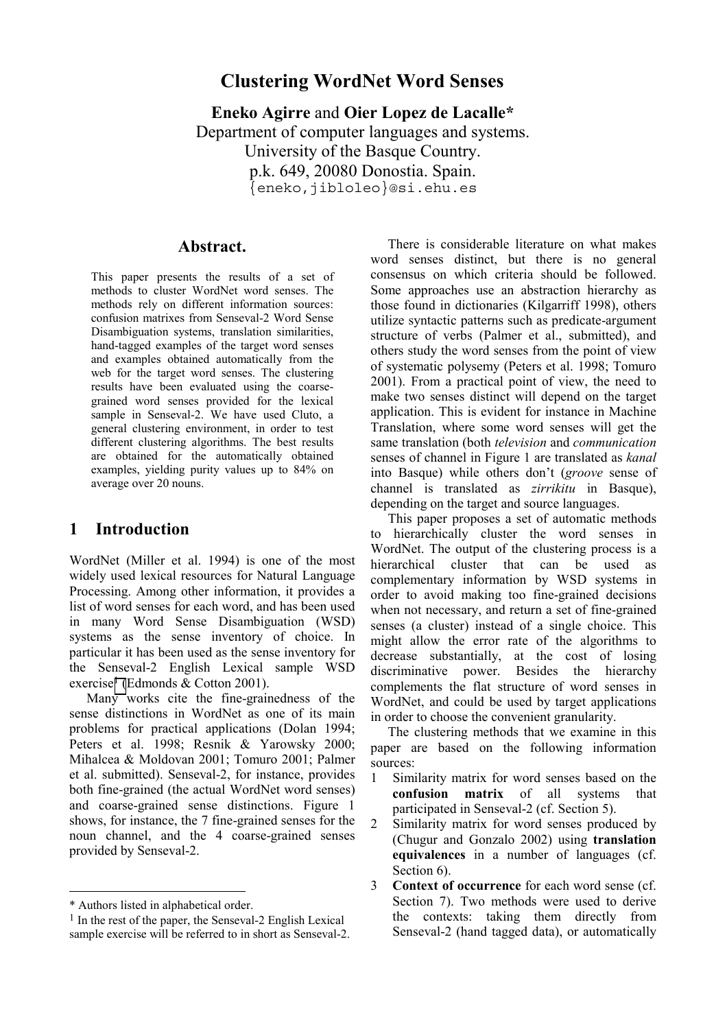# Clustering WordNet Word Senses

**Eneko Agirre** and **Oier Lopez de Lacalle***
Department of computer languages and systems.
University of the Basque Country.
p.k. 649, 20080 Donostia. Spain.
{eneko,jibloleo}@si.ehu.es

## Abstract.

This paper presents the results of a set of methods to cluster WordNet word senses. The methods rely on different information sources: confusion matrixes from Senseval-2 Word Sense Disambiguation systems, translation similarities, hand-tagged examples of the target word senses and examples obtained automatically from the web for the target word senses. The clustering results have been evaluated using the coarse-grained word senses provided for the lexical sample in Senseval-2. We have used Cluto, a general clustering environment, in order to test different clustering algorithms. The best results are obtained for the automatically obtained examples, yielding purity values up to 84% on average over 20 nouns.

## 1 Introduction

WordNet (Miller et al. 1994) is one of the most widely used lexical resources for Natural Language Processing. Among other information, it provides a list of word senses for each word, and has been used in many Word Sense Disambiguation (WSD) systems as the sense inventory of choice. In particular it has been used as the sense inventory for the Senseval-2 English Lexical sample WSD exercise[1] (Edmonds & Cotton 2001).

Many works cite the fine-grainedness of the sense distinctions in WordNet as one of its main problems for practical applications (Dolan 1994; Peters et al. 1998; Resnik & Yarowsky 2000; Mihalcea & Moldovan 2001; Tomuro 2001; Palmer et al. submitted). Senseval-2, for instance, provides both fine-grained (the actual WordNet word senses) and coarse-grained sense distinctions. Figure 1 shows, for instance, the 7 fine-grained senses for the noun channel, and the 4 coarse-grained senses provided by Senseval-2.

There is considerable literature on what makes word senses distinct, but there is no general consensus on which criteria should be followed. Some approaches use an abstraction hierarchy as those found in dictionaries (Kilgarriff 1998), others utilize syntactic patterns such as predicate-argument structure of verbs (Palmer et al., submitted), and others study the word senses from the point of view of systematic polysemy (Peters et al. 1998; Tomuro 2001). From a practical point of view, the need to make two senses distinct will depend on the target application. This is evident for instance in Machine Translation, where some word senses will get the same translation (both *television* and *communication* senses of channel in Figure 1 are translated as *kanal* into Basque) while others don't (*groove* sense of channel is translated as *zirrikitu* in Basque), depending on the target and source languages.

This paper proposes a set of automatic methods to hierarchically cluster the word senses in WordNet. The output of the clustering process is a hierarchical cluster that can be used as complementary information by WSD systems in order to avoid making too fine-grained decisions when not necessary, and return a set of fine-grained senses (a cluster) instead of a single choice. This might allow the error rate of the algorithms to decrease substantially, at the cost of losing discriminative power. Besides the hierarchy complements the flat structure of word senses in WordNet, and could be used by target applications in order to choose the convenient granularity.

The clustering methods that we examine in this paper are based on the following information sources:

1. Similarity matrix for word senses based on the **confusion matrix** of all systems that participated in Senseval-2 (cf. Section 5).
2. Similarity matrix for word senses produced by (Chugur and Gonzalo 2002) using **translation equivalences** in a number of languages (cf. Section 6).
3. **Context of occurrence** for each word sense (cf. Section 7). Two methods were used to derive the contexts: taking them directly from Senseval-2 (hand tagged data), or automatically

---

\* Authors listed in alphabetical order.

[1] In the rest of the paper, the Senseval-2 English Lexical sample exercise will be referred to in short as Senseval-2.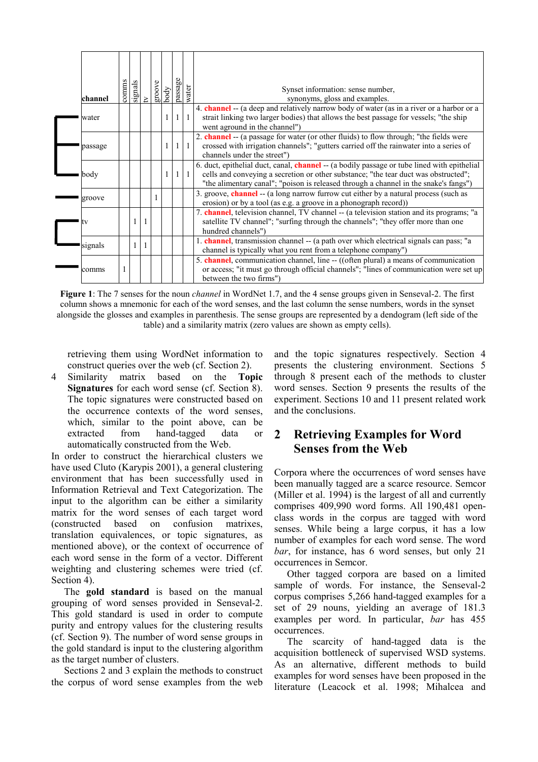| channel | comms | signals | tv | groove | body | passage | water | Synset information: sense number, synonyms, gloss and examples. |
|---|---|---|---|---|---|---|---|---|
| water | | | | | 1 | 1 | 1 | 4. **channel** -- (a deep and relatively narrow body of water (as in a river or a harbor or a strait linking two larger bodies) that allows the best passage for vessels; "the ship went aground in the channel") |
| passage | | | | | 1 | 1 | 1 | 2. **channel** -- (a passage for water (or other fluids) to flow through; "the fields were crossed with irrigation channels"; "gutters carried off the rainwater into a series of channels under the street") |
| body | | | | | 1 | 1 | 1 | 6. duct, epithelial duct, canal, **channel** -- (a bodily passage or tube lined with epithelial cells and conveying a secretion or other substance; "the tear duct was obstructed"; "the alimentary canal"; "poison is released through a channel in the snake's fangs") |
| groove | | | | 1 | | | | 3. groove, **channel** -- (a long narrow furrow cut either by a natural process (such as erosion) or by a tool (as e.g. a groove in a phonograph record)) |
| tv | | 1 | 1 | | | | | 7. **channel**, television channel, TV channel -- (a television station and its programs; "a satellite TV channel"; "surfing through the channels"; "they offer more than one hundred channels") |
| signals | | 1 | 1 | | | | | 1. **channel**, transmission channel -- (a path over which electrical signals can pass; "a channel is typically what you rent from a telephone company") |
| comms | 1 | | | | | | | 5. **channel**, communication channel, line -- ((often plural) a means of communication or access; "it must go through official channels"; "lines of communication were set up between the two firms") |

**Figure 1**: The 7 senses for the noun *channel* in WordNet 1.7, and the 4 sense groups given in Senseval-2. The first column shows a mnemonic for each of the word senses, and the last column the sense numbers, words in the synset alongside the glosses and examples in parenthesis. The sense groups are represented by a dendogram (left side of the table) and a similarity matrix (zero values are shown as empty cells).

retrieving them using WordNet information to construct queries over the web (cf. Section 2).

4 Similarity matrix based on the **Topic Signatures** for each word sense (cf. Section 8). The topic signatures were constructed based on the occurrence contexts of the word senses, which, similar to the point above, can be extracted from hand-tagged data or automatically constructed from the Web.

In order to construct the hierarchical clusters we have used Cluto (Karypis 2001), a general clustering environment that has been successfully used in Information Retrieval and Text Categorization. The input to the algorithm can be either a similarity matrix for the word senses of each target word (constructed based on confusion matrixes, translation equivalences, or topic signatures, as mentioned above), or the context of occurrence of each word sense in the form of a vector. Different weighting and clustering schemes were tried (cf. Section 4).

The **gold standard** is based on the manual grouping of word senses provided in Senseval-2. This gold standard is used in order to compute purity and entropy values for the clustering results (cf. Section 9). The number of word sense groups in the gold standard is input to the clustering algorithm as the target number of clusters.

Sections 2 and 3 explain the methods to construct the corpus of word sense examples from the web and the topic signatures respectively. Section 4 presents the clustering environment. Sections 5 through 8 present each of the methods to cluster word senses. Section 9 presents the results of the experiment. Sections 10 and 11 present related work and the conclusions.

## 2 Retrieving Examples for Word Senses from the Web

Corpora where the occurrences of word senses have been manually tagged are a scarce resource. Semcor (Miller et al. 1994) is the largest of all and currently comprises 409,990 word forms. All 190,481 open-class words in the corpus are tagged with word senses. While being a large corpus, it has a low number of examples for each word sense. The word *bar*, for instance, has 6 word senses, but only 21 occurrences in Semcor.

Other tagged corpora are based on a limited sample of words. For instance, the Senseval-2 corpus comprises 5,266 hand-tagged examples for a set of 29 nouns, yielding an average of 181.3 examples per word. In particular, *bar* has 455 occurrences.

The scarcity of hand-tagged data is the acquisition bottleneck of supervised WSD systems. As an alternative, different methods to build examples for word senses have been proposed in the literature (Leacock et al. 1998; Mihalcea and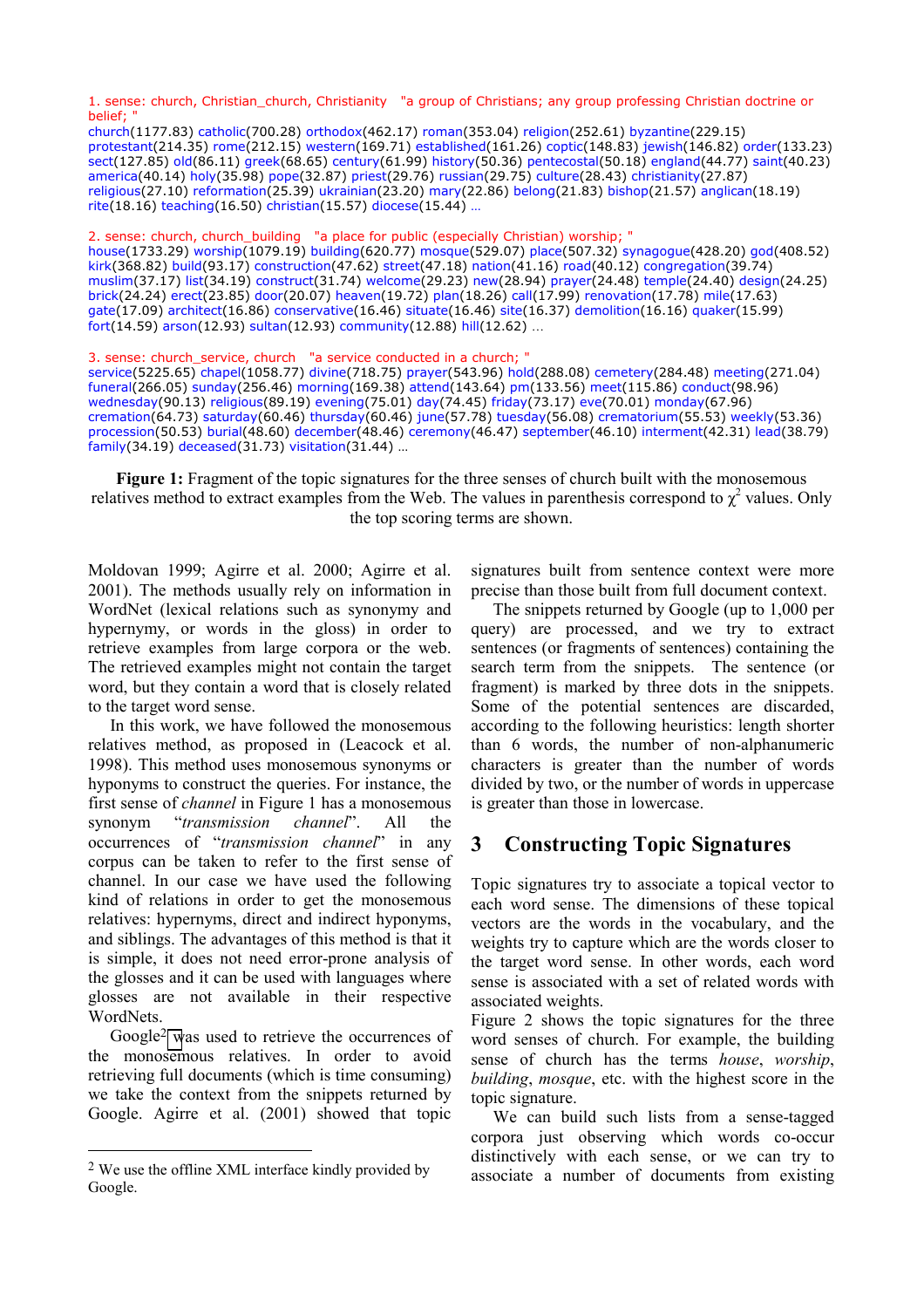1. sense: church, Christian_church, Christianity "a group of Christians; any group professing Christian doctrine or belief; "
church(1177.83) catholic(700.28) orthodox(462.17) roman(353.04) religion(252.61) byzantine(229.15) protestant(214.35) rome(212.15) western(169.71) established(161.26) coptic(148.83) jewish(146.82) order(133.23) sect(127.85) old(86.11) greek(68.65) century(61.99) history(50.36) pentecostal(50.18) england(44.77) saint(40.23) america(40.14) holy(35.98) pope(32.87) priest(29.76) russian(29.75) culture(28.43) christianity(27.87) religious(27.10) reformation(25.39) ukrainian(23.20) mary(22.86) belong(21.83) bishop(21.57) anglican(18.19) rite(18.16) teaching(16.50) christian(15.57) diocese(15.44) …

2. sense: church, church_building "a place for public (especially Christian) worship; "
house(1733.29) worship(1079.19) building(620.77) mosque(529.07) place(507.32) synagogue(428.20) god(408.52) kirk(368.82) build(93.17) construction(47.62) street(47.18) nation(41.16) road(40.12) congregation(39.74) muslim(37.17) list(34.19) construct(31.74) welcome(29.23) new(28.94) prayer(24.48) temple(24.40) design(24.25) brick(24.24) erect(23.85) door(20.07) heaven(19.72) plan(18.26) call(17.99) renovation(17.78) mile(17.63) gate(17.09) architect(16.86) conservative(16.46) situate(16.46) site(16.37) demolition(16.16) quaker(15.99) fort(14.59) arson(12.93) sultan(12.93) community(12.88) hill(12.62) …

3. sense: church_service, church "a service conducted in a church; "
service(5225.65) chapel(1058.77) divine(718.75) prayer(543.96) hold(288.08) cemetery(284.48) meeting(271.04) funeral(266.05) sunday(256.46) morning(169.38) attend(143.64) pm(133.56) meet(115.86) conduct(98.96) wednesday(90.13) religious(89.19) evening(75.01) day(74.45) friday(73.17) eve(70.01) monday(67.96) cremation(64.73) saturday(60.46) thursday(60.46) june(57.78) tuesday(56.08) crematorium(55.53) weekly(53.36) procession(50.53) burial(48.60) december(48.46) ceremony(46.47) september(46.10) interment(42.31) lead(38.79) family(34.19) deceased(31.73) visitation(31.44) …

**Figure 1:** Fragment of the topic signatures for the three senses of church built with the monosemous relatives method to extract examples from the Web. The values in parenthesis correspond to $\chi^2$ values. Only the top scoring terms are shown.

Moldovan 1999; Agirre et al. 2000; Agirre et al. 2001). The methods usually rely on information in WordNet (lexical relations such as synonymy and hypernymy, or words in the gloss) in order to retrieve examples from large corpora or the web. The retrieved examples might not contain the target word, but they contain a word that is closely related to the target word sense.

In this work, we have followed the monosemous relatives method, as proposed in (Leacock et al. 1998). This method uses monosemous synonyms or hyponyms to construct the queries. For instance, the first sense of *channel* in Figure 1 has a monosemous synonym "*transmission channel*". All the occurrences of "*transmission channel*" in any corpus can be taken to refer to the first sense of channel. In our case we have used the following kind of relations in order to get the monosemous relatives: hypernyms, direct and indirect hyponyms, and siblings. The advantages of this method is that it is simple, it does not need error-prone analysis of the glosses and it can be used with languages where glosses are not available in their respective WordNets.

Google[2] was used to retrieve the occurrences of the monosemous relatives. In order to avoid retrieving full documents (which is time consuming) we take the context from the snippets returned by Google. Agirre et al. (2001) showed that topic signatures built from sentence context were more precise than those built from full document context.

The snippets returned by Google (up to 1,000 per query) are processed, and we try to extract sentences (or fragments of sentences) containing the search term from the snippets. The sentence (or fragment) is marked by three dots in the snippets. Some of the potential sentences are discarded, according to the following heuristics: length shorter than 6 words, the number of non-alphanumeric characters is greater than the number of words divided by two, or the number of words in uppercase is greater than those in lowercase.

## 3 Constructing Topic Signatures

Topic signatures try to associate a topical vector to each word sense. The dimensions of these topical vectors are the words in the vocabulary, and the weights try to capture which are the words closer to the target word sense. In other words, each word sense is associated with a set of related words with associated weights.

Figure 2 shows the topic signatures for the three word senses of church. For example, the building sense of church has the terms *house*, *worship*, *building*, *mosque*, etc. with the highest score in the topic signature.

We can build such lists from a sense-tagged corpora just observing which words co-occur distinctively with each sense, or we can try to associate a number of documents from existing

[2] We use the offline XML interface kindly provided by Google.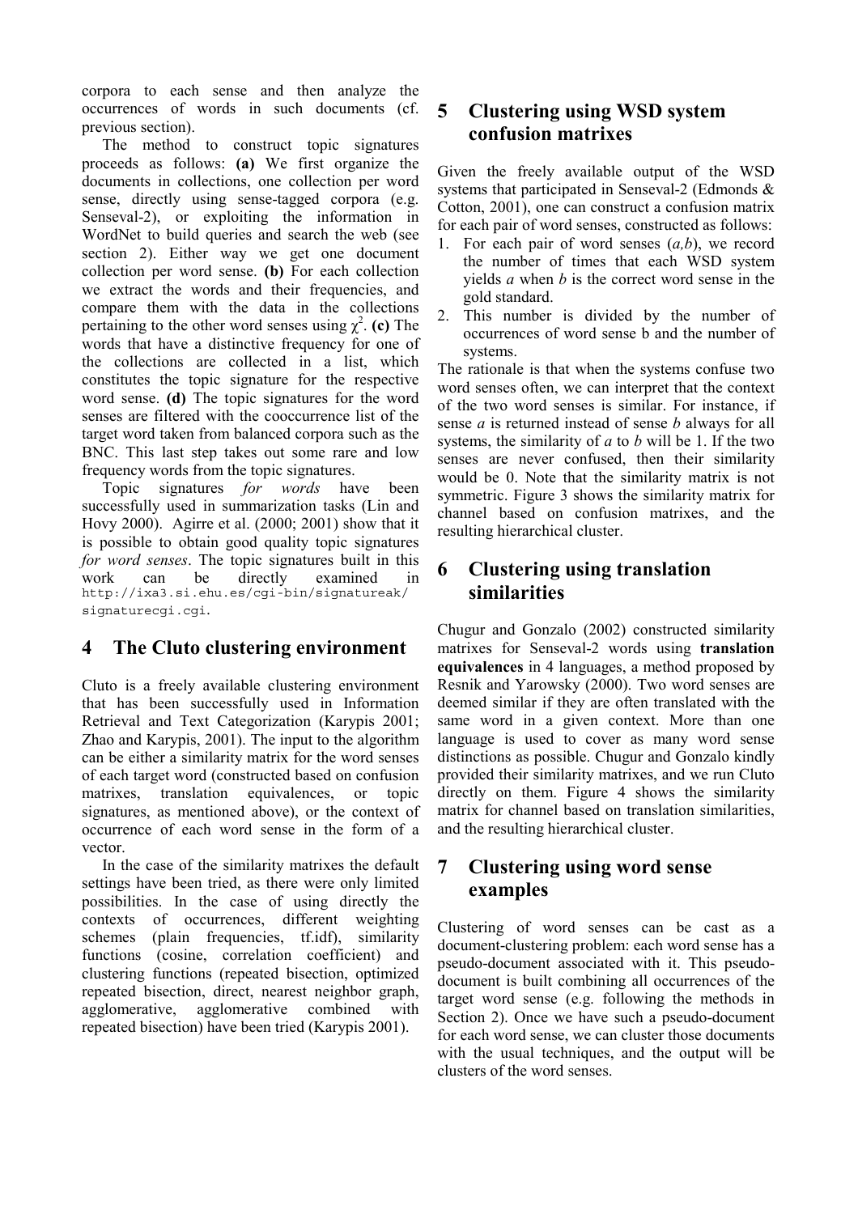corpora to each sense and then analyze the occurrences of words in such documents (cf. previous section).

The method to construct topic signatures proceeds as follows: **(a)** We first organize the documents in collections, one collection per word sense, directly using sense-tagged corpora (e.g. Senseval-2), or exploiting the information in WordNet to build queries and search the web (see section 2). Either way we get one document collection per word sense. **(b)** For each collection we extract the words and their frequencies, and compare them with the data in the collections pertaining to the other word senses using $\chi^2$. **(c)** The words that have a distinctive frequency for one of the collections are collected in a list, which constitutes the topic signature for the respective word sense. **(d)** The topic signatures for the word senses are filtered with the cooccurrence list of the target word taken from balanced corpora such as the BNC. This last step takes out some rare and low frequency words from the topic signatures.

Topic signatures *for words* have been successfully used in summarization tasks (Lin and Hovy 2000). Agirre et al. (2000; 2001) show that it is possible to obtain good quality topic signatures *for word senses*. The topic signatures built in this work can be directly examined in `http://ixa3.si.ehu.es/cgi-bin/signatureak/signaturecgi.cgi`.

## 4 The Cluto clustering environment

Cluto is a freely available clustering environment that has been successfully used in Information Retrieval and Text Categorization (Karypis 2001; Zhao and Karypis, 2001). The input to the algorithm can be either a similarity matrix for the word senses of each target word (constructed based on confusion matrixes, translation equivalences, or topic signatures, as mentioned above), or the context of occurrence of each word sense in the form of a vector.

In the case of the similarity matrixes the default settings have been tried, as there were only limited possibilities. In the case of using directly the contexts of occurrences, different weighting schemes (plain frequencies, tf.idf), similarity functions (cosine, correlation coefficient) and clustering functions (repeated bisection, optimized repeated bisection, direct, nearest neighbor graph, agglomerative, agglomerative combined with repeated bisection) have been tried (Karypis 2001).

## 5 Clustering using WSD system confusion matrixes

Given the freely available output of the WSD systems that participated in Senseval-2 (Edmonds & Cotton, 2001), one can construct a confusion matrix for each pair of word senses, constructed as follows:

1. For each pair of word senses (*a,b*), we record the number of times that each WSD system yields *a* when *b* is the correct word sense in the gold standard.
2. This number is divided by the number of occurrences of word sense b and the number of systems.

The rationale is that when the systems confuse two word senses often, we can interpret that the context of the two word senses is similar. For instance, if sense *a* is returned instead of sense *b* always for all systems, the similarity of *a* to *b* will be 1. If the two senses are never confused, then their similarity would be 0. Note that the similarity matrix is not symmetric. Figure 3 shows the similarity matrix for channel based on confusion matrixes, and the resulting hierarchical cluster.

## 6 Clustering using translation similarities

Chugur and Gonzalo (2002) constructed similarity matrixes for Senseval-2 words using **translation equivalences** in 4 languages, a method proposed by Resnik and Yarowsky (2000). Two word senses are deemed similar if they are often translated with the same word in a given context. More than one language is used to cover as many word sense distinctions as possible. Chugur and Gonzalo kindly provided their similarity matrixes, and we run Cluto directly on them. Figure 4 shows the similarity matrix for channel based on translation similarities, and the resulting hierarchical cluster.

## 7 Clustering using word sense examples

Clustering of word senses can be cast as a document-clustering problem: each word sense has a pseudo-document associated with it. This pseudo-document is built combining all occurrences of the target word sense (e.g. following the methods in Section 2). Once we have such a pseudo-document for each word sense, we can cluster those documents with the usual techniques, and the output will be clusters of the word senses.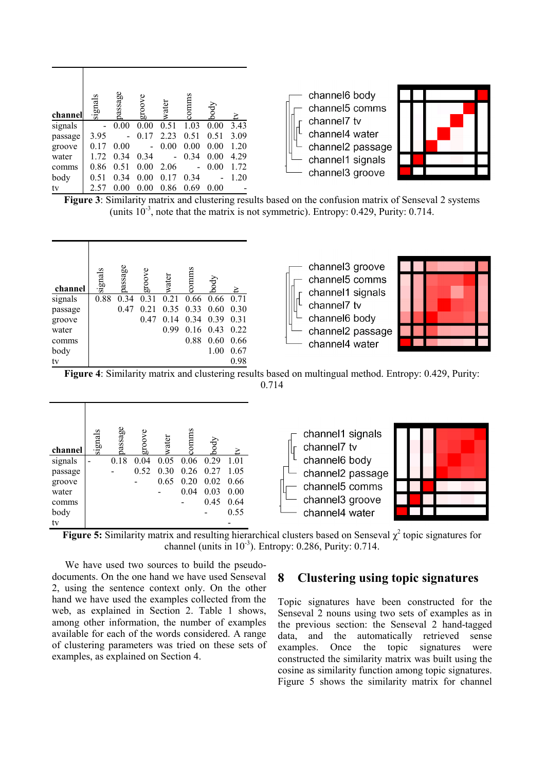| channel | signals | passage | groove | water | comms | body | tv |
|---|---|---|---|---|---|---|---|
| signals | - | 0.00 | 0.00 | 0.51 | 1.03 | 0.00 | 3.43 |
| passage | 3.95 | - | 0.17 | 2.23 | 0.51 | 0.51 | 3.09 |
| groove | 0.17 | 0.00 | - | 0.00 | 0.00 | 0.00 | 1.20 |
| water | 1.72 | 0.34 | 0.34 | - | 0.34 | 0.00 | 4.29 |
| comms | 0.86 | 0.51 | 0.00 | 2.06 | - | 0.00 | 1.72 |
| body | 0.51 | 0.34 | 0.00 | 0.17 | 0.34 | - | 1.20 |
| tv | 2.57 | 0.00 | 0.00 | 0.86 | 0.69 | 0.00 | - |

channel6 body
channel5 comms
channel7 tv
channel4 water
channel2 passage
channel1 signals
channel3 groove

**Figure 3**: Similarity matrix and clustering results based on the confusion matrix of Senseval 2 systems (units $10^{-3}$, note that the matrix is not symmetric). Entropy: 0.429, Purity: 0.714.

| channel | signals | passage | groove | water | comms | body | tv |
|---|---|---|---|---|---|---|---|
| signals | 0.88 | 0.34 | 0.31 | 0.21 | 0.66 | 0.66 | 0.71 |
| passage | | 0.47 | 0.21 | 0.35 | 0.33 | 0.60 | 0.30 |
| groove | | | 0.47 | 0.14 | 0.34 | 0.39 | 0.31 |
| water | | | | 0.99 | 0.16 | 0.43 | 0.22 |
| comms | | | | | 0.88 | 0.60 | 0.66 |
| body | | | | | | 1.00 | 0.67 |
| tv | | | | | | | 0.98 |

channel3 groove
channel5 comms
channel1 signals
channel7 tv
channel6 body
channel2 passage
channel4 water

**Figure 4**: Similarity matrix and clustering results based on multingual method. Entropy: 0.429, Purity: 0.714

| channel | signals | passage | groove | water | comms | body | tv |
|---|---|---|---|---|---|---|---|
| signals | - | 0.18 | 0.04 | 0.05 | 0.06 | 0.29 | 1.01 |
| passage | | - | 0.52 | 0.30 | 0.26 | 0.27 | 1.05 |
| groove | | | - | 0.65 | 0.20 | 0.02 | 0.66 |
| water | | | | - | 0.04 | 0.03 | 0.00 |
| comms | | | | | - | 0.45 | 0.64 |
| body | | | | | | - | 0.55 |
| tv | | | | | | | - |

channel1 signals
channel7 tv
channel6 body
channel2 passage
channel5 comms
channel3 groove
channel4 water

**Figure 5:** Similarity matrix and resulting hierarchical clusters based on Senseval $\chi^2$ topic signatures for channel (units in $10^{-3}$). Entropy: 0.286, Purity: 0.714.

We have used two sources to build the pseudo-documents. On the one hand we have used Senseval 2, using the sentence context only. On the other hand we have used the examples collected from the web, as explained in Section 2. Table 1 shows, among other information, the number of examples available for each of the words considered. A range of clustering parameters was tried on these sets of examples, as explained on Section 4.

## 8 Clustering using topic signatures

Topic signatures have been constructed for the Senseval 2 nouns using two sets of examples as in the previous section: the Senseval 2 hand-tagged data, and the automatically retrieved sense examples. Once the topic signatures were constructed the similarity matrix was built using the cosine as similarity function among topic signatures. Figure 5 shows the similarity matrix for channel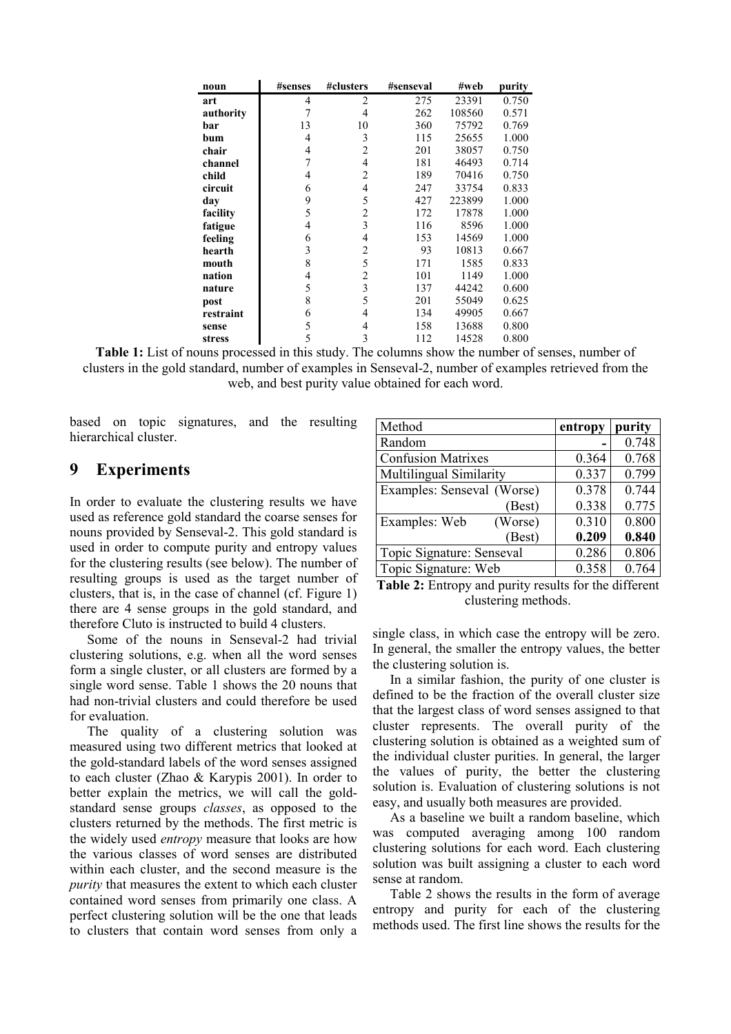| noun | #senses | #clusters | #senseval | #web | purity |
|---|---|---|---|---|---|
| **art** | 4 | 2 | 275 | 23391 | 0.750 |
| **authority** | 7 | 4 | 262 | 108560 | 0.571 |
| **bar** | 13 | 10 | 360 | 75792 | 0.769 |
| **bum** | 4 | 3 | 115 | 25655 | 1.000 |
| **chair** | 4 | 2 | 201 | 38057 | 0.750 |
| **channel** | 7 | 4 | 181 | 46493 | 0.714 |
| **child** | 4 | 2 | 189 | 70416 | 0.750 |
| **circuit** | 6 | 4 | 247 | 33754 | 0.833 |
| **day** | 9 | 5 | 427 | 223899 | 1.000 |
| **facility** | 5 | 2 | 172 | 17878 | 1.000 |
| **fatigue** | 4 | 3 | 116 | 8596 | 1.000 |
| **feeling** | 6 | 4 | 153 | 14569 | 1.000 |
| **hearth** | 3 | 2 | 93 | 10813 | 0.667 |
| **mouth** | 8 | 5 | 171 | 1585 | 0.833 |
| **nation** | 4 | 2 | 101 | 1149 | 1.000 |
| **nature** | 5 | 3 | 137 | 44242 | 0.600 |
| **post** | 8 | 5 | 201 | 55049 | 0.625 |
| **restraint** | 6 | 4 | 134 | 49905 | 0.667 |
| **sense** | 5 | 4 | 158 | 13688 | 0.800 |
| **stress** | 5 | 3 | 112 | 14528 | 0.800 |

**Table 1:** List of nouns processed in this study. The columns show the number of senses, number of clusters in the gold standard, number of examples in Senseval-2, number of examples retrieved from the web, and best purity value obtained for each word.

based on topic signatures, and the resulting hierarchical cluster.

## 9 Experiments

In order to evaluate the clustering results we have used as reference gold standard the coarse senses for nouns provided by Senseval-2. This gold standard is used in order to compute purity and entropy values for the clustering results (see below). The number of resulting groups is used as the target number of clusters, that is, in the case of channel (cf. Figure 1) there are 4 sense groups in the gold standard, and therefore Cluto is instructed to build 4 clusters.

Some of the nouns in Senseval-2 had trivial clustering solutions, e.g. when all the word senses form a single cluster, or all clusters are formed by a single word sense. Table 1 shows the 20 nouns that had non-trivial clusters and could therefore be used for evaluation.

The quality of a clustering solution was measured using two different metrics that looked at the gold-standard labels of the word senses assigned to each cluster (Zhao & Karypis 2001). In order to better explain the metrics, we will call the gold-standard sense groups *classes*, as opposed to the clusters returned by the methods. The first metric is the widely used *entropy* measure that looks are how the various classes of word senses are distributed within each cluster, and the second measure is the *purity* that measures the extent to which each cluster contained word senses from primarily one class. A perfect clustering solution will be the one that leads to clusters that contain word senses from only a single class, in which case the entropy will be zero. In general, the smaller the entropy values, the better the clustering solution is.

| Method | entropy | purity |
|---|---|---|
| Random | - | 0.748 |
| Confusion Matrixes | 0.364 | 0.768 |
| Multilingual Similarity | 0.337 | 0.799 |
| Examples: Senseval (Worse) | 0.378 | 0.744 |
| (Best) | 0.338 | 0.775 |
| Examples: Web (Worse) | 0.310 | 0.800 |
| (Best) | **0.209** | **0.840** |
| Topic Signature: Senseval | 0.286 | 0.806 |
| Topic Signature: Web | 0.358 | 0.764 |

**Table 2:** Entropy and purity results for the different clustering methods.

In a similar fashion, the purity of one cluster is defined to be the fraction of the overall cluster size that the largest class of word senses assigned to that cluster represents. The overall purity of the clustering solution is obtained as a weighted sum of the individual cluster purities. In general, the larger the values of purity, the better the clustering solution is. Evaluation of clustering solutions is not easy, and usually both measures are provided.

As a baseline we built a random baseline, which was computed averaging among 100 random clustering solutions for each word. Each clustering solution was built assigning a cluster to each word sense at random.

Table 2 shows the results in the form of average entropy and purity for each of the clustering methods used. The first line shows the results for the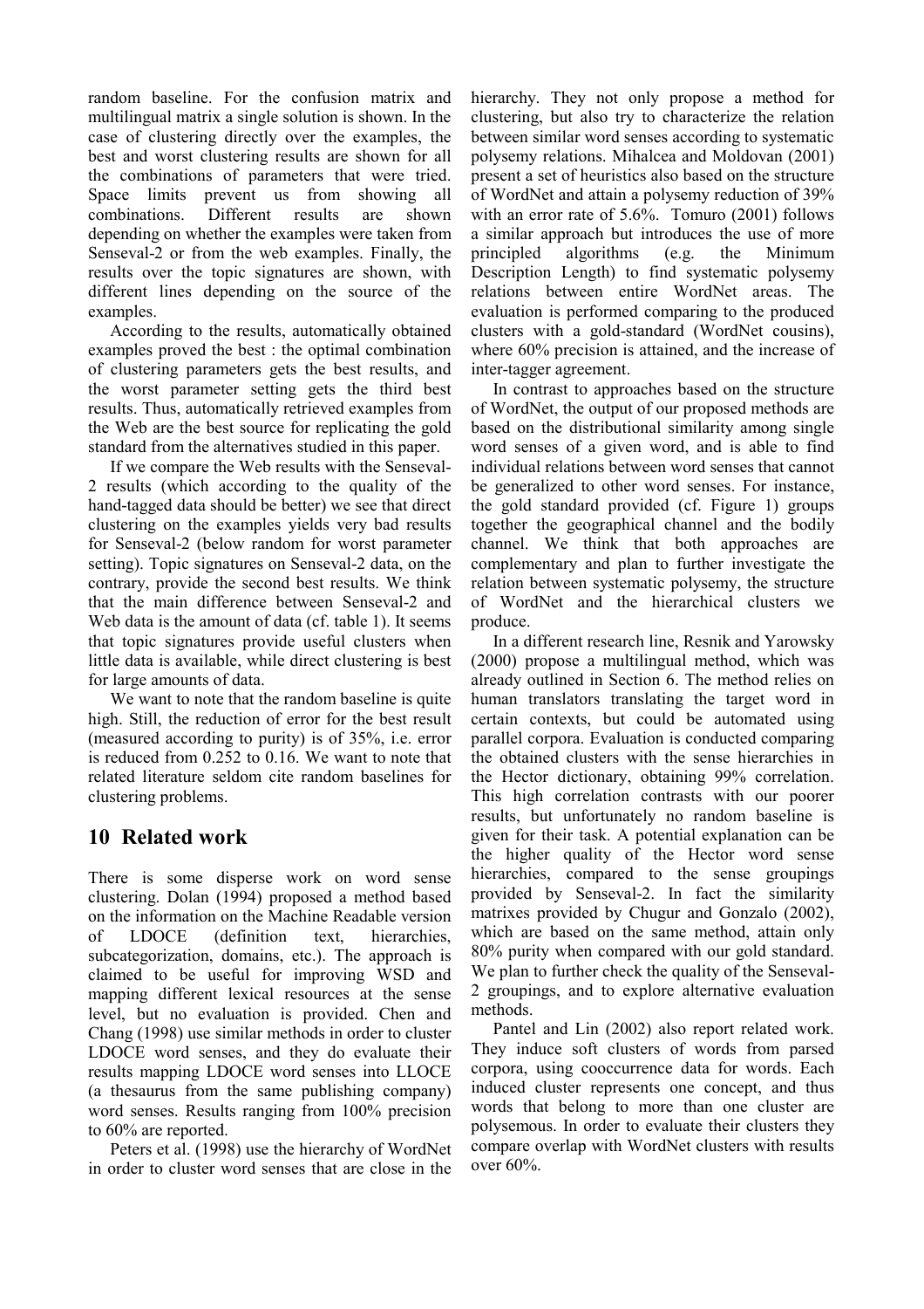random baseline. For the confusion matrix and multilingual matrix a single solution is shown. In the case of clustering directly over the examples, the best and worst clustering results are shown for all the combinations of parameters that were tried. Space limits prevent us from showing all combinations. Different results are shown depending on whether the examples were taken from Senseval-2 or from the web examples. Finally, the results over the topic signatures are shown, with different lines depending on the source of the examples.

According to the results, automatically obtained examples proved the best : the optimal combination of clustering parameters gets the best results, and the worst parameter setting gets the third best results. Thus, automatically retrieved examples from the Web are the best source for replicating the gold standard from the alternatives studied in this paper.

If we compare the Web results with the Senseval-2 results (which according to the quality of the hand-tagged data should be better) we see that direct clustering on the examples yields very bad results for Senseval-2 (below random for worst parameter setting). Topic signatures on Senseval-2 data, on the contrary, provide the second best results. We think that the main difference between Senseval-2 and Web data is the amount of data (cf. table 1). It seems that topic signatures provide useful clusters when little data is available, while direct clustering is best for large amounts of data.

We want to note that the random baseline is quite high. Still, the reduction of error for the best result (measured according to purity) is of 35%, i.e. error is reduced from 0.252 to 0.16. We want to note that related literature seldom cite random baselines for clustering problems.

## 10 Related work

There is some disperse work on word sense clustering. Dolan (1994) proposed a method based on the information on the Machine Readable version of LDOCE (definition text, hierarchies, subcategorization, domains, etc.). The approach is claimed to be useful for improving WSD and mapping different lexical resources at the sense level, but no evaluation is provided. Chen and Chang (1998) use similar methods in order to cluster LDOCE word senses, and they do evaluate their results mapping LDOCE word senses into LLOCE (a thesaurus from the same publishing company) word senses. Results ranging from 100% precision to 60% are reported.

Peters et al. (1998) use the hierarchy of WordNet in order to cluster word senses that are close in the hierarchy. They not only propose a method for clustering, but also try to characterize the relation between similar word senses according to systematic polysemy relations. Mihalcea and Moldovan (2001) present a set of heuristics also based on the structure of WordNet and attain a polysemy reduction of 39% with an error rate of 5.6%. Tomuro (2001) follows a similar approach but introduces the use of more principled algorithms (e.g. the Minimum Description Length) to find systematic polysemy relations between entire WordNet areas. The evaluation is performed comparing to the produced clusters with a gold-standard (WordNet cousins), where 60% precision is attained, and the increase of inter-tagger agreement.

In contrast to approaches based on the structure of WordNet, the output of our proposed methods are based on the distributional similarity among single word senses of a given word, and is able to find individual relations between word senses that cannot be generalized to other word senses. For instance, the gold standard provided (cf. Figure 1) groups together the geographical channel and the bodily channel. We think that both approaches are complementary and plan to further investigate the relation between systematic polysemy, the structure of WordNet and the hierarchical clusters we produce.

In a different research line, Resnik and Yarowsky (2000) propose a multilingual method, which was already outlined in Section 6. The method relies on human translators translating the target word in certain contexts, but could be automated using parallel corpora. Evaluation is conducted comparing the obtained clusters with the sense hierarchies in the Hector dictionary, obtaining 99% correlation. This high correlation contrasts with our poorer results, but unfortunately no random baseline is given for their task. A potential explanation can be the higher quality of the Hector word sense hierarchies, compared to the sense groupings provided by Senseval-2. In fact the similarity matrixes provided by Chugur and Gonzalo (2002), which are based on the same method, attain only 80% purity when compared with our gold standard. We plan to further check the quality of the Senseval-2 groupings, and to explore alternative evaluation methods.

Pantel and Lin (2002) also report related work. They induce soft clusters of words from parsed corpora, using cooccurrence data for words. Each induced cluster represents one concept, and thus words that belong to more than one cluster are polysemous. In order to evaluate their clusters they compare overlap with WordNet clusters with results over 60%.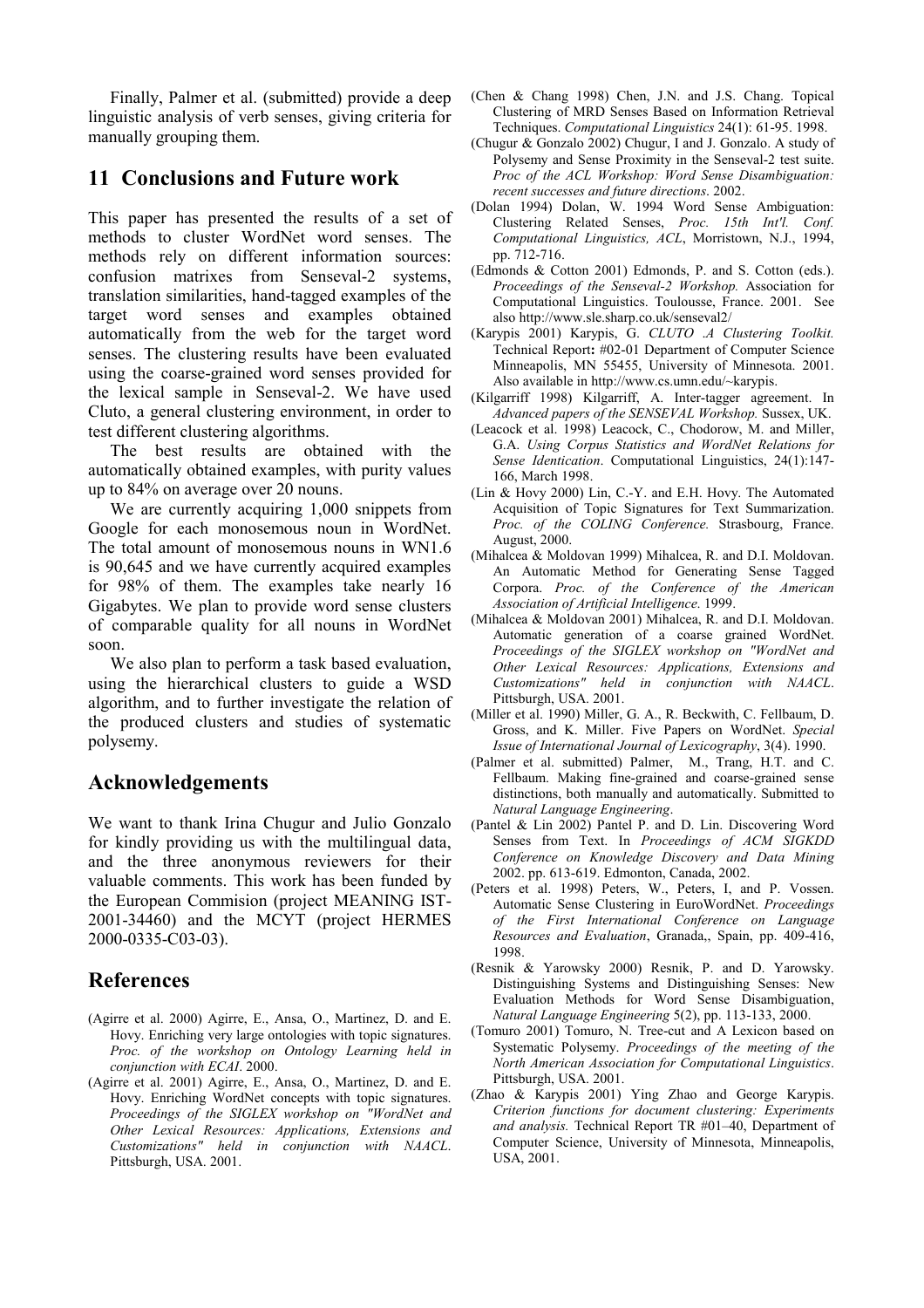Finally, Palmer et al. (submitted) provide a deep linguistic analysis of verb senses, giving criteria for manually grouping them.

## 11 Conclusions and Future work

This paper has presented the results of a set of methods to cluster WordNet word senses. The methods rely on different information sources: confusion matrixes from Senseval-2 systems, translation similarities, hand-tagged examples of the target word senses and examples obtained automatically from the web for the target word senses. The clustering results have been evaluated using the coarse-grained word senses provided for the lexical sample in Senseval-2. We have used Cluto, a general clustering environment, in order to test different clustering algorithms.

The best results are obtained with the automatically obtained examples, with purity values up to 84% on average over 20 nouns.

We are currently acquiring 1,000 snippets from Google for each monosemous noun in WordNet. The total amount of monosemous nouns in WN1.6 is 90,645 and we have currently acquired examples for 98% of them. The examples take nearly 16 Gigabytes. We plan to provide word sense clusters of comparable quality for all nouns in WordNet soon.

We also plan to perform a task based evaluation, using the hierarchical clusters to guide a WSD algorithm, and to further investigate the relation of the produced clusters and studies of systematic polysemy.

## Acknowledgements

We want to thank Irina Chugur and Julio Gonzalo for kindly providing us with the multilingual data, and the three anonymous reviewers for their valuable comments. This work has been funded by the European Commision (project MEANING IST-2001-34460) and the MCYT (project HERMES 2000-0335-C03-03).

## References

(Agirre et al. 2000) Agirre, E., Ansa, O., Martinez, D. and E. Hovy. Enriching very large ontologies with topic signatures. *Proc. of the workshop on Ontology Learning held in conjunction with ECAI*. 2000.

(Agirre et al. 2001) Agirre, E., Ansa, O., Martinez, D. and E. Hovy. Enriching WordNet concepts with topic signatures. *Proceedings of the SIGLEX workshop on "WordNet and Other Lexical Resources: Applications, Extensions and Customizations" held in conjunction with NAACL*. Pittsburgh, USA. 2001.

(Chen & Chang 1998) Chen, J.N. and J.S. Chang. Topical Clustering of MRD Senses Based on Information Retrieval Techniques. *Computational Linguistics* 24(1): 61-95. 1998.

(Chugur & Gonzalo 2002) Chugur, I and J. Gonzalo. A study of Polysemy and Sense Proximity in the Senseval-2 test suite. *Proc of the ACL Workshop: Word Sense Disambiguation: recent successes and future directions*. 2002.

(Dolan 1994) Dolan, W. 1994 Word Sense Ambiguation: Clustering Related Senses, *Proc. 15th Int'l. Conf. Computational Linguistics, ACL*, Morristown, N.J., 1994, pp. 712-716.

(Edmonds & Cotton 2001) Edmonds, P. and S. Cotton (eds.). *Proceedings of the Senseval-2 Workshop.* Association for Computational Linguistics. Toulousse, France. 2001. See also http://www.sle.sharp.co.uk/senseval2/

(Karypis 2001) Karypis, G. *CLUTO .A Clustering Toolkit.* Technical Report: #02-01 Department of Computer Science Minneapolis, MN 55455, University of Minnesota. 2001. Also available in http://www.cs.umn.edu/~karypis.

(Kilgarriff 1998) Kilgarriff, A. Inter-tagger agreement. In *Advanced papers of the SENSEVAL Workshop.* Sussex, UK.

(Leacock et al. 1998) Leacock, C., Chodorow, M. and Miller, G.A. *Using Corpus Statistics and WordNet Relations for Sense Identication*. Computational Linguistics, 24(1):147-166, March 1998.

(Lin & Hovy 2000) Lin, C.-Y. and E.H. Hovy. The Automated Acquisition of Topic Signatures for Text Summarization. *Proc. of the COLING Conference.* Strasbourg, France. August, 2000.

(Mihalcea & Moldovan 1999) Mihalcea, R. and D.I. Moldovan. An Automatic Method for Generating Sense Tagged Corpora. *Proc. of the Conference of the American Association of Artificial Intelligence*. 1999.

(Mihalcea & Moldovan 2001) Mihalcea, R. and D.I. Moldovan. Automatic generation of a coarse grained WordNet. *Proceedings of the SIGLEX workshop on "WordNet and Other Lexical Resources: Applications, Extensions and Customizations" held in conjunction with NAACL*. Pittsburgh, USA. 2001.

(Miller et al. 1990) Miller, G. A., R. Beckwith, C. Fellbaum, D. Gross, and K. Miller. Five Papers on WordNet. *Special Issue of International Journal of Lexicography*, 3(4). 1990.

(Palmer et al. submitted) Palmer, M., Trang, H.T. and C. Fellbaum. Making fine-grained and coarse-grained sense distinctions, both manually and automatically. Submitted to *Natural Language Engineering*.

(Pantel & Lin 2002) Pantel P. and D. Lin. Discovering Word Senses from Text. In *Proceedings of ACM SIGKDD Conference on Knowledge Discovery and Data Mining* 2002. pp. 613-619. Edmonton, Canada, 2002.

(Peters et al. 1998) Peters, W., Peters, I, and P. Vossen. Automatic Sense Clustering in EuroWordNet. *Proceedings of the First International Conference on Language Resources and Evaluation*, Granada,, Spain, pp. 409-416, 1998.

(Resnik & Yarowsky 2000) Resnik, P. and D. Yarowsky. Distinguishing Systems and Distinguishing Senses: New Evaluation Methods for Word Sense Disambiguation, *Natural Language Engineering* 5(2), pp. 113-133, 2000.

(Tomuro 2001) Tomuro, N. Tree-cut and A Lexicon based on Systematic Polysemy. *Proceedings of the meeting of the North American Association for Computational Linguistics*. Pittsburgh, USA. 2001.

(Zhao & Karypis 2001) Ying Zhao and George Karypis. *Criterion functions for document clustering: Experiments and analysis.* Technical Report TR #01–40, Department of Computer Science, University of Minnesota, Minneapolis, USA, 2001.